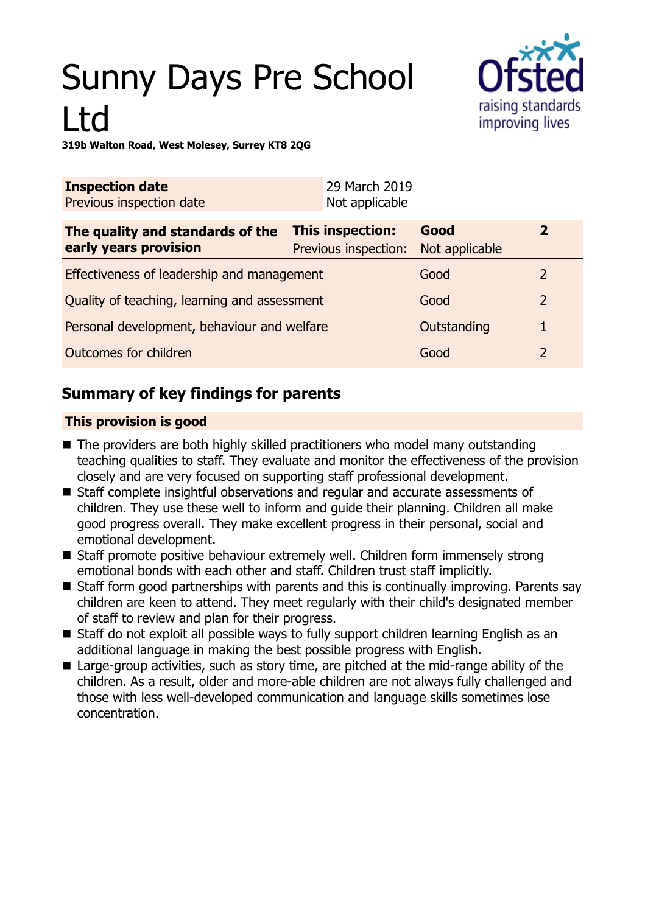# Sunny Days Pre School Ltd

**319b Walton Road, West Molesey, Surrey KT8 2QG**

| | |
|---|---|
| **Inspection date** | 29 March 2019 |
| Previous inspection date | Not applicable |

| The quality and standards of the early years provision | | | |
|---|---|---|---|
| | **This inspection:** | **Good** | **2** |
| | Previous inspection: | Not applicable | |
| Effectiveness of leadership and management | | Good | 2 |
| Quality of teaching, learning and assessment | | Good | 2 |
| Personal development, behaviour and welfare | | Outstanding | 1 |
| Outcomes for children | | Good | 2 |

## Summary of key findings for parents

**This provision is good**

- The providers are both highly skilled practitioners who model many outstanding teaching qualities to staff. They evaluate and monitor the effectiveness of the provision closely and are very focused on supporting staff professional development.
- Staff complete insightful observations and regular and accurate assessments of children. They use these well to inform and guide their planning. Children all make good progress overall. They make excellent progress in their personal, social and emotional development.
- Staff promote positive behaviour extremely well. Children form immensely strong emotional bonds with each other and staff. Children trust staff implicitly.
- Staff form good partnerships with parents and this is continually improving. Parents say children are keen to attend. They meet regularly with their child's designated member of staff to review and plan for their progress.
- Staff do not exploit all possible ways to fully support children learning English as an additional language in making the best possible progress with English.
- Large-group activities, such as story time, are pitched at the mid-range ability of the children. As a result, older and more-able children are not always fully challenged and those with less well-developed communication and language skills sometimes lose concentration.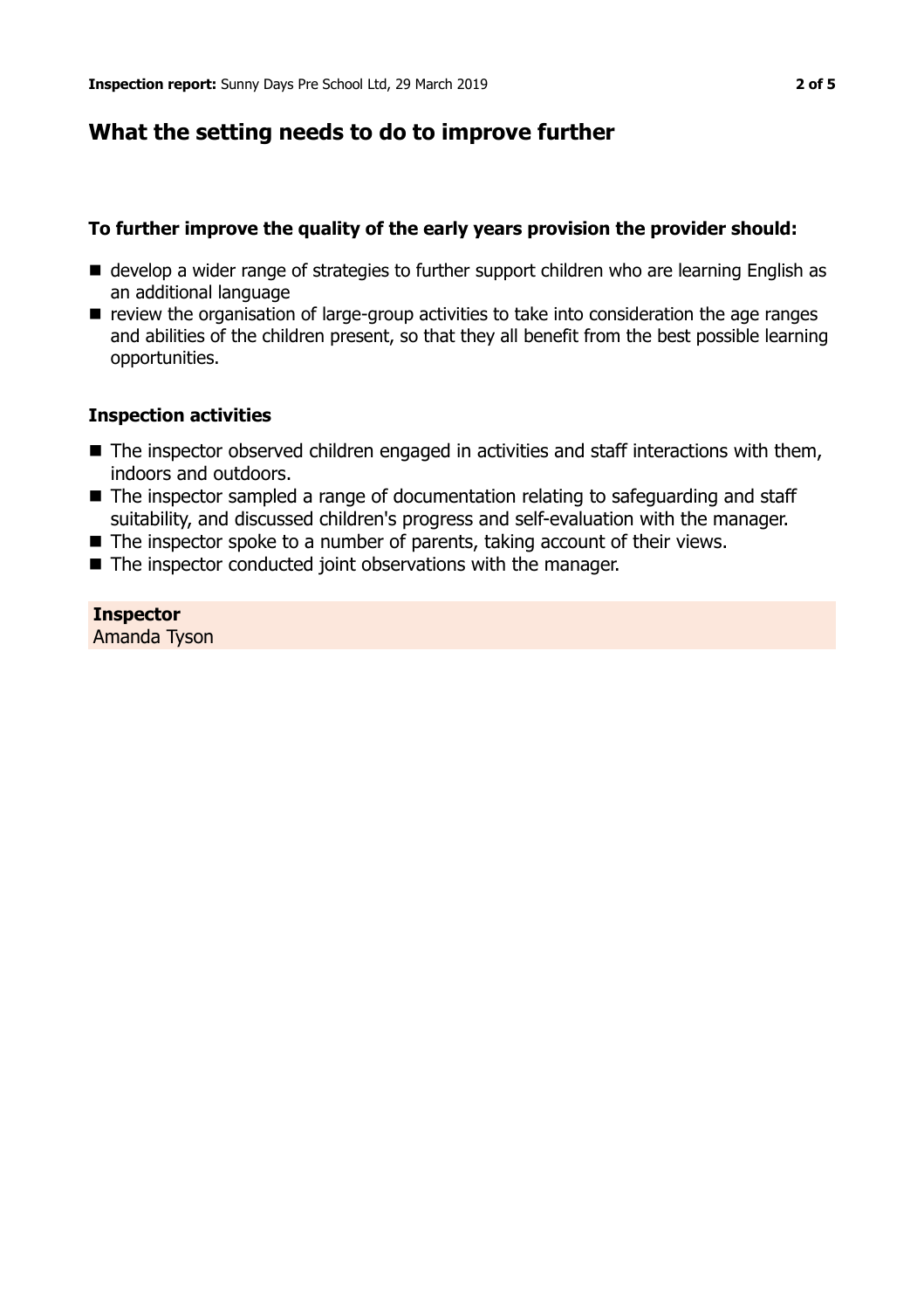## What the setting needs to do to improve further

**To further improve the quality of the early years provision the provider should:**

- develop a wider range of strategies to further support children who are learning English as an additional language
- review the organisation of large-group activities to take into consideration the age ranges and abilities of the children present, so that they all benefit from the best possible learning opportunities.

### Inspection activities

- The inspector observed children engaged in activities and staff interactions with them, indoors and outdoors.
- The inspector sampled a range of documentation relating to safeguarding and staff suitability, and discussed children's progress and self-evaluation with the manager.
- The inspector spoke to a number of parents, taking account of their views.
- The inspector conducted joint observations with the manager.

**Inspector**
Amanda Tyson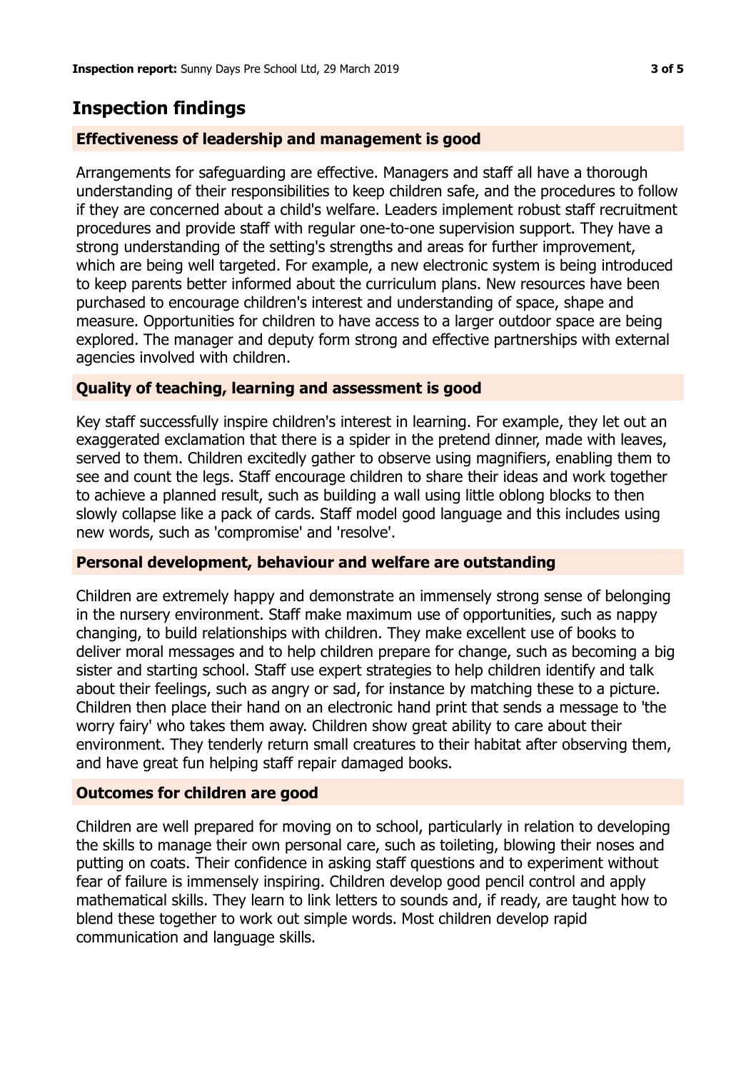## Inspection findings

### Effectiveness of leadership and management is good

Arrangements for safeguarding are effective. Managers and staff all have a thorough understanding of their responsibilities to keep children safe, and the procedures to follow if they are concerned about a child's welfare. Leaders implement robust staff recruitment procedures and provide staff with regular one-to-one supervision support. They have a strong understanding of the setting's strengths and areas for further improvement, which are being well targeted. For example, a new electronic system is being introduced to keep parents better informed about the curriculum plans. New resources have been purchased to encourage children's interest and understanding of space, shape and measure. Opportunities for children to have access to a larger outdoor space are being explored. The manager and deputy form strong and effective partnerships with external agencies involved with children.

### Quality of teaching, learning and assessment is good

Key staff successfully inspire children's interest in learning. For example, they let out an exaggerated exclamation that there is a spider in the pretend dinner, made with leaves, served to them. Children excitedly gather to observe using magnifiers, enabling them to see and count the legs. Staff encourage children to share their ideas and work together to achieve a planned result, such as building a wall using little oblong blocks to then slowly collapse like a pack of cards. Staff model good language and this includes using new words, such as 'compromise' and 'resolve'.

### Personal development, behaviour and welfare are outstanding

Children are extremely happy and demonstrate an immensely strong sense of belonging in the nursery environment. Staff make maximum use of opportunities, such as nappy changing, to build relationships with children. They make excellent use of books to deliver moral messages and to help children prepare for change, such as becoming a big sister and starting school. Staff use expert strategies to help children identify and talk about their feelings, such as angry or sad, for instance by matching these to a picture. Children then place their hand on an electronic hand print that sends a message to 'the worry fairy' who takes them away. Children show great ability to care about their environment. They tenderly return small creatures to their habitat after observing them, and have great fun helping staff repair damaged books.

### Outcomes for children are good

Children are well prepared for moving on to school, particularly in relation to developing the skills to manage their own personal care, such as toileting, blowing their noses and putting on coats. Their confidence in asking staff questions and to experiment without fear of failure is immensely inspiring. Children develop good pencil control and apply mathematical skills. They learn to link letters to sounds and, if ready, are taught how to blend these together to work out simple words. Most children develop rapid communication and language skills.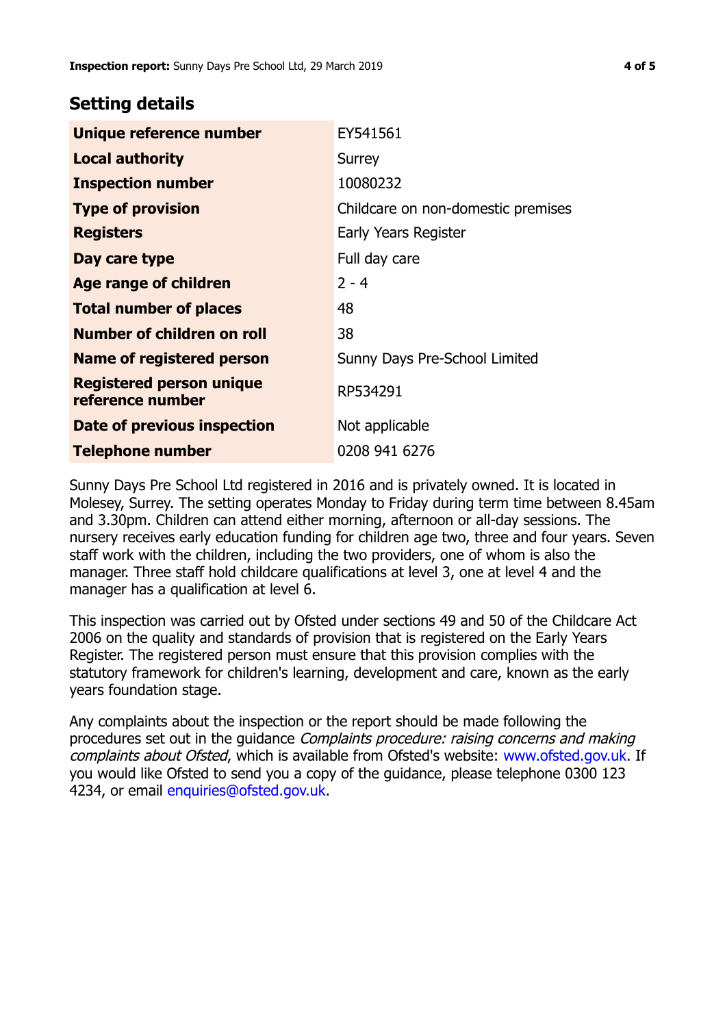## Setting details

| Unique reference number | EY541561 |
|---|---|
| Local authority | Surrey |
| Inspection number | 10080232 |
| Type of provision | Childcare on non-domestic premises |
| Registers | Early Years Register |
| Day care type | Full day care |
| Age range of children | 2 - 4 |
| Total number of places | 48 |
| Number of children on roll | 38 |
| Name of registered person | Sunny Days Pre-School Limited |
| Registered person unique reference number | RP534291 |
| Date of previous inspection | Not applicable |
| Telephone number | 0208 941 6276 |

Sunny Days Pre School Ltd registered in 2016 and is privately owned. It is located in Molesey, Surrey. The setting operates Monday to Friday during term time between 8.45am and 3.30pm. Children can attend either morning, afternoon or all-day sessions. The nursery receives early education funding for children age two, three and four years. Seven staff work with the children, including the two providers, one of whom is also the manager. Three staff hold childcare qualifications at level 3, one at level 4 and the manager has a qualification at level 6.

This inspection was carried out by Ofsted under sections 49 and 50 of the Childcare Act 2006 on the quality and standards of provision that is registered on the Early Years Register. The registered person must ensure that this provision complies with the statutory framework for children's learning, development and care, known as the early years foundation stage.

Any complaints about the inspection or the report should be made following the procedures set out in the guidance *Complaints procedure: raising concerns and making complaints about Ofsted*, which is available from Ofsted's website: www.ofsted.gov.uk. If you would like Ofsted to send you a copy of the guidance, please telephone 0300 123 4234, or email enquiries@ofsted.gov.uk.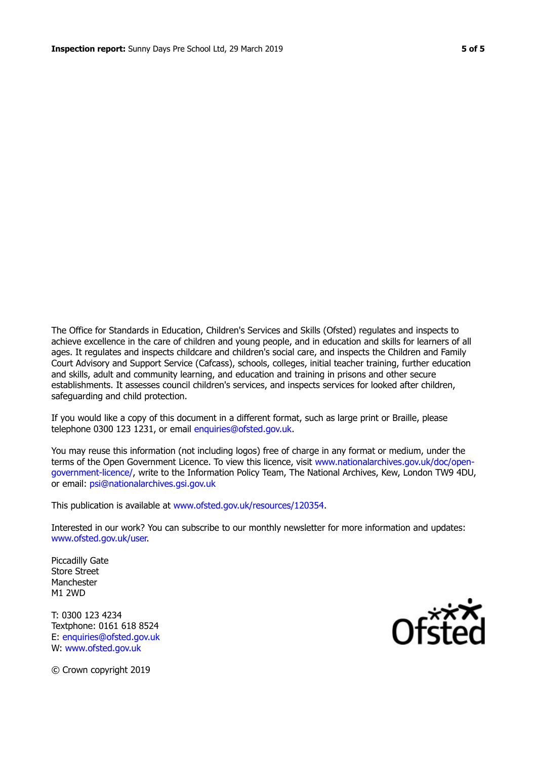The Office for Standards in Education, Children's Services and Skills (Ofsted) regulates and inspects to achieve excellence in the care of children and young people, and in education and skills for learners of all ages. It regulates and inspects childcare and children's social care, and inspects the Children and Family Court Advisory and Support Service (Cafcass), schools, colleges, initial teacher training, further education and skills, adult and community learning, and education and training in prisons and other secure establishments. It assesses council children's services, and inspects services for looked after children, safeguarding and child protection.

If you would like a copy of this document in a different format, such as large print or Braille, please telephone 0300 123 1231, or email enquiries@ofsted.gov.uk.

You may reuse this information (not including logos) free of charge in any format or medium, under the terms of the Open Government Licence. To view this licence, visit www.nationalarchives.gov.uk/doc/open-government-licence/, write to the Information Policy Team, The National Archives, Kew, London TW9 4DU, or email: psi@nationalarchives.gsi.gov.uk

This publication is available at www.ofsted.gov.uk/resources/120354.

Interested in our work? You can subscribe to our monthly newsletter for more information and updates: www.ofsted.gov.uk/user.

Piccadilly Gate
Store Street
Manchester
M1 2WD

T: 0300 123 4234
Textphone: 0161 618 8524
E: enquiries@ofsted.gov.uk
W: www.ofsted.gov.uk

Ofsted

© Crown copyright 2019